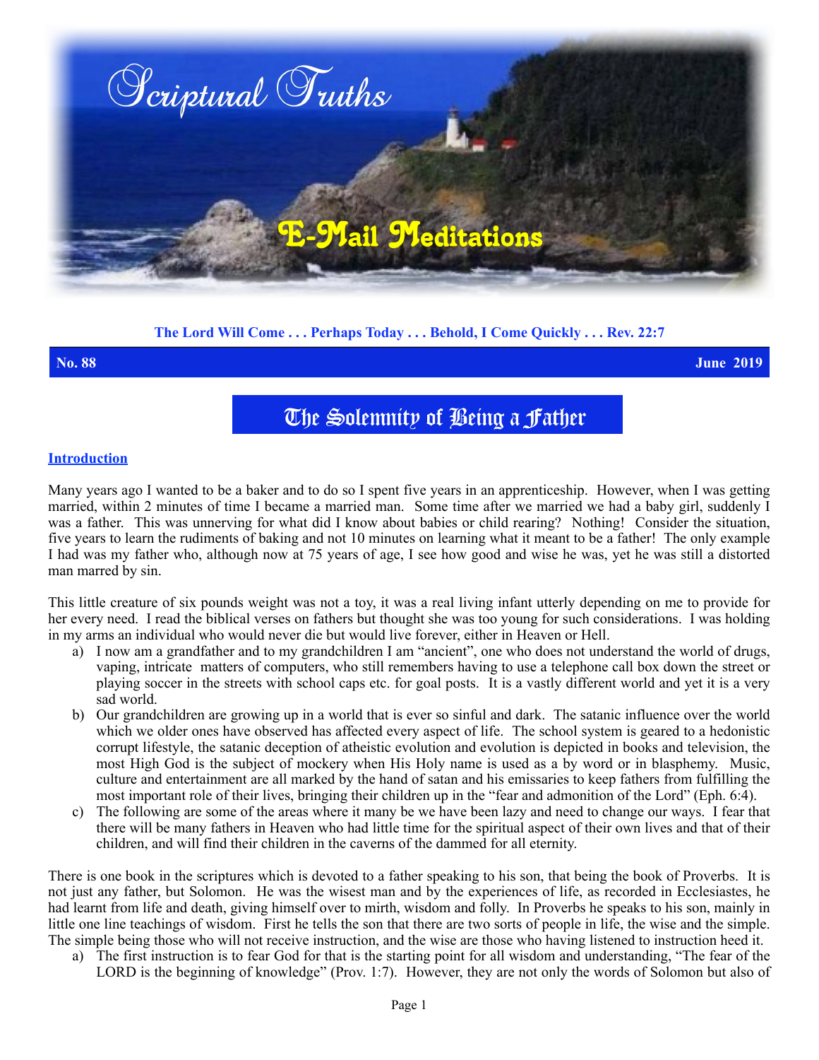# Scriptural Truths

## E-Mail Meditations

**The Lord Will Come . . . Perhaps Today . . . Behold, I Come Quickly . . . Rev. 22:7**

**No. 88** **June 2019**

# The Solemnity of Being a Father

### Introduction

Many years ago I wanted to be a baker and to do so I spent five years in an apprenticeship. However, when I was getting married, within 2 minutes of time I became a married man. Some time after we married we had a baby girl, suddenly I was a father. This was unnerving for what did I know about babies or child rearing? Nothing! Consider the situation, five years to learn the rudiments of baking and not 10 minutes on learning what it meant to be a father! The only example I had was my father who, although now at 75 years of age, I see how good and wise he was, yet he was still a distorted man marred by sin.

This little creature of six pounds weight was not a toy, it was a real living infant utterly depending on me to provide for her every need. I read the biblical verses on fathers but thought she was too young for such considerations. I was holding in my arms an individual who would never die but would live forever, either in Heaven or Hell.

a) I now am a grandfather and to my grandchildren I am "ancient", one who does not understand the world of drugs, vaping, intricate matters of computers, who still remembers having to use a telephone call box down the street or playing soccer in the streets with school caps etc. for goal posts. It is a vastly different world and yet it is a very sad world.
b) Our grandchildren are growing up in a world that is ever so sinful and dark. The satanic influence over the world which we older ones have observed has affected every aspect of life. The school system is geared to a hedonistic corrupt lifestyle, the satanic deception of atheistic evolution and evolution is depicted in books and television, the most High God is the subject of mockery when His Holy name is used as a by word or in blasphemy. Music, culture and entertainment are all marked by the hand of satan and his emissaries to keep fathers from fulfilling the most important role of their lives, bringing their children up in the "fear and admonition of the Lord" (Eph. 6:4).
c) The following are some of the areas where it many be we have been lazy and need to change our ways. I fear that there will be many fathers in Heaven who had little time for the spiritual aspect of their own lives and that of their children, and will find their children in the caverns of the dammed for all eternity.

There is one book in the scriptures which is devoted to a father speaking to his son, that being the book of Proverbs. It is not just any father, but Solomon. He was the wisest man and by the experiences of life, as recorded in Ecclesiastes, he had learnt from life and death, giving himself over to mirth, wisdom and folly. In Proverbs he speaks to his son, mainly in little one line teachings of wisdom. First he tells the son that there are two sorts of people in life, the wise and the simple. The simple being those who will not receive instruction, and the wise are those who having listened to instruction heed it.

a) The first instruction is to fear God for that is the starting point for all wisdom and understanding, "The fear of the LORD is the beginning of knowledge" (Prov. 1:7). However, they are not only the words of Solomon but also of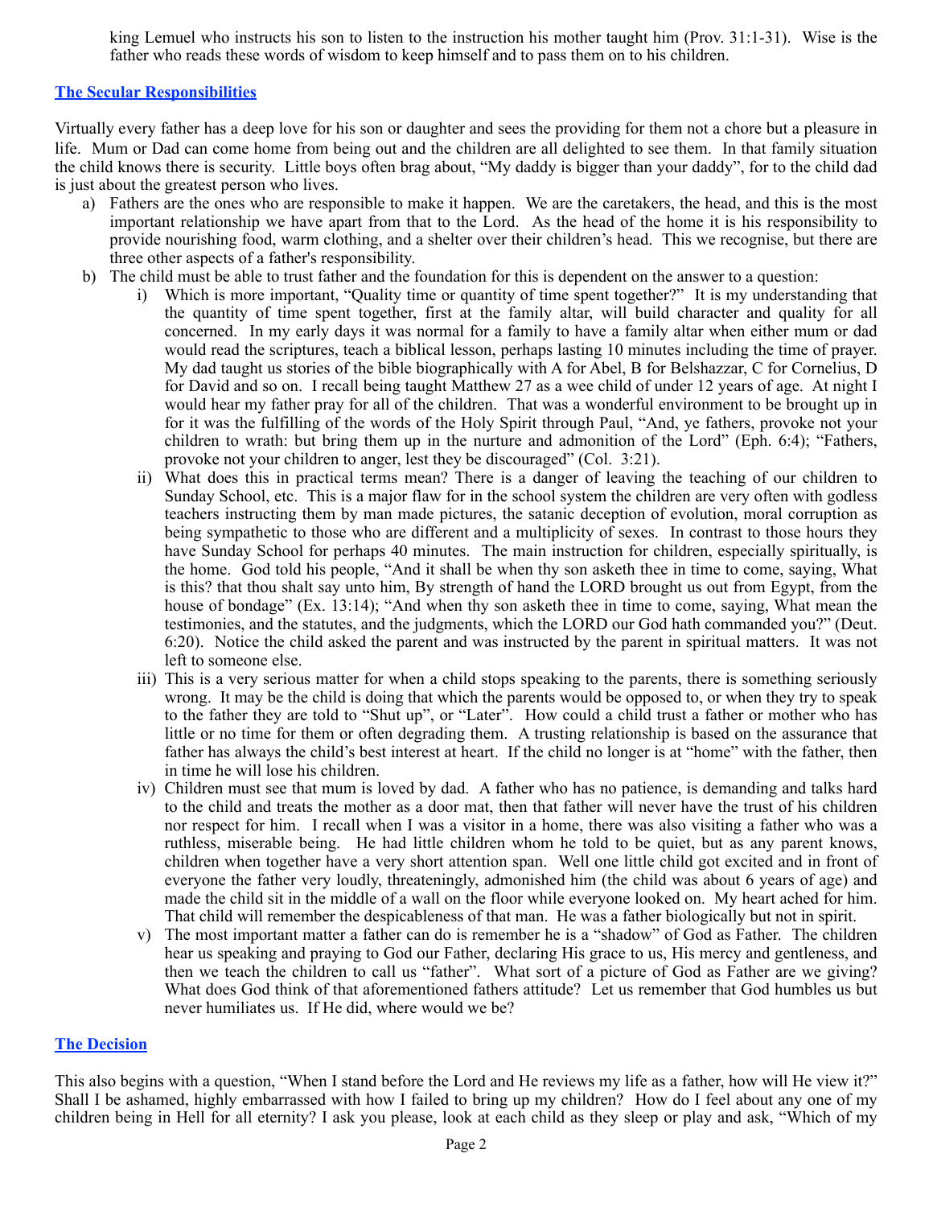king Lemuel who instructs his son to listen to the instruction his mother taught him (Prov. 31:1-31). Wise is the father who reads these words of wisdom to keep himself and to pass them on to his children.

## The Secular Responsibilities

Virtually every father has a deep love for his son or daughter and sees the providing for them not a chore but a pleasure in life. Mum or Dad can come home from being out and the children are all delighted to see them. In that family situation the child knows there is security. Little boys often brag about, "My daddy is bigger than your daddy", for to the child dad is just about the greatest person who lives.

a) Fathers are the ones who are responsible to make it happen. We are the caretakers, the head, and this is the most important relationship we have apart from that to the Lord. As the head of the home it is his responsibility to provide nourishing food, warm clothing, and a shelter over their children's head. This we recognise, but there are three other aspects of a father's responsibility.

b) The child must be able to trust father and the foundation for this is dependent on the answer to a question:

   i) Which is more important, "Quality time or quantity of time spent together?" It is my understanding that the quantity of time spent together, first at the family altar, will build character and quality for all concerned. In my early days it was normal for a family to have a family altar when either mum or dad would read the scriptures, teach a biblical lesson, perhaps lasting 10 minutes including the time of prayer. My dad taught us stories of the bible biographically with A for Abel, B for Belshazzar, C for Cornelius, D for David and so on. I recall being taught Matthew 27 as a wee child of under 12 years of age. At night I would hear my father pray for all of the children. That was a wonderful environment to be brought up in for it was the fulfilling of the words of the Holy Spirit through Paul, "And, ye fathers, provoke not your children to wrath: but bring them up in the nurture and admonition of the Lord" (Eph. 6:4); "Fathers, provoke not your children to anger, lest they be discouraged" (Col. 3:21).

   ii) What does this in practical terms mean? There is a danger of leaving the teaching of our children to Sunday School, etc. This is a major flaw for in the school system the children are very often with godless teachers instructing them by man made pictures, the satanic deception of evolution, moral corruption as being sympathetic to those who are different and a multiplicity of sexes. In contrast to those hours they have Sunday School for perhaps 40 minutes. The main instruction for children, especially spiritually, is the home. God told his people, "And it shall be when thy son asketh thee in time to come, saying, What is this? that thou shalt say unto him, By strength of hand the LORD brought us out from Egypt, from the house of bondage" (Ex. 13:14); "And when thy son asketh thee in time to come, saying, What mean the testimonies, and the statutes, and the judgments, which the LORD our God hath commanded you?" (Deut. 6:20). Notice the child asked the parent and was instructed by the parent in spiritual matters. It was not left to someone else.

   iii) This is a very serious matter for when a child stops speaking to the parents, there is something seriously wrong. It may be the child is doing that which the parents would be opposed to, or when they try to speak to the father they are told to "Shut up", or "Later". How could a child trust a father or mother who has little or no time for them or often degrading them. A trusting relationship is based on the assurance that father has always the child's best interest at heart. If the child no longer is at "home" with the father, then in time he will lose his children.

   iv) Children must see that mum is loved by dad. A father who has no patience, is demanding and talks hard to the child and treats the mother as a door mat, then that father will never have the trust of his children nor respect for him. I recall when I was a visitor in a home, there was also visiting a father who was a ruthless, miserable being. He had little children whom he told to be quiet, but as any parent knows, children when together have a very short attention span. Well one little child got excited and in front of everyone the father very loudly, threateningly, admonished him (the child was about 6 years of age) and made the child sit in the middle of a wall on the floor while everyone looked on. My heart ached for him. That child will remember the despicableness of that man. He was a father biologically but not in spirit.

   v) The most important matter a father can do is remember he is a "shadow" of God as Father. The children hear us speaking and praying to God our Father, declaring His grace to us, His mercy and gentleness, and then we teach the children to call us "father". What sort of a picture of God as Father are we giving? What does God think of that aforementioned fathers attitude? Let us remember that God humbles us but never humiliates us. If He did, where would we be?

## The Decision

This also begins with a question, "When I stand before the Lord and He reviews my life as a father, how will He view it?" Shall I be ashamed, highly embarrassed with how I failed to bring up my children? How do I feel about any one of my children being in Hell for all eternity? I ask you please, look at each child as they sleep or play and ask, "Which of my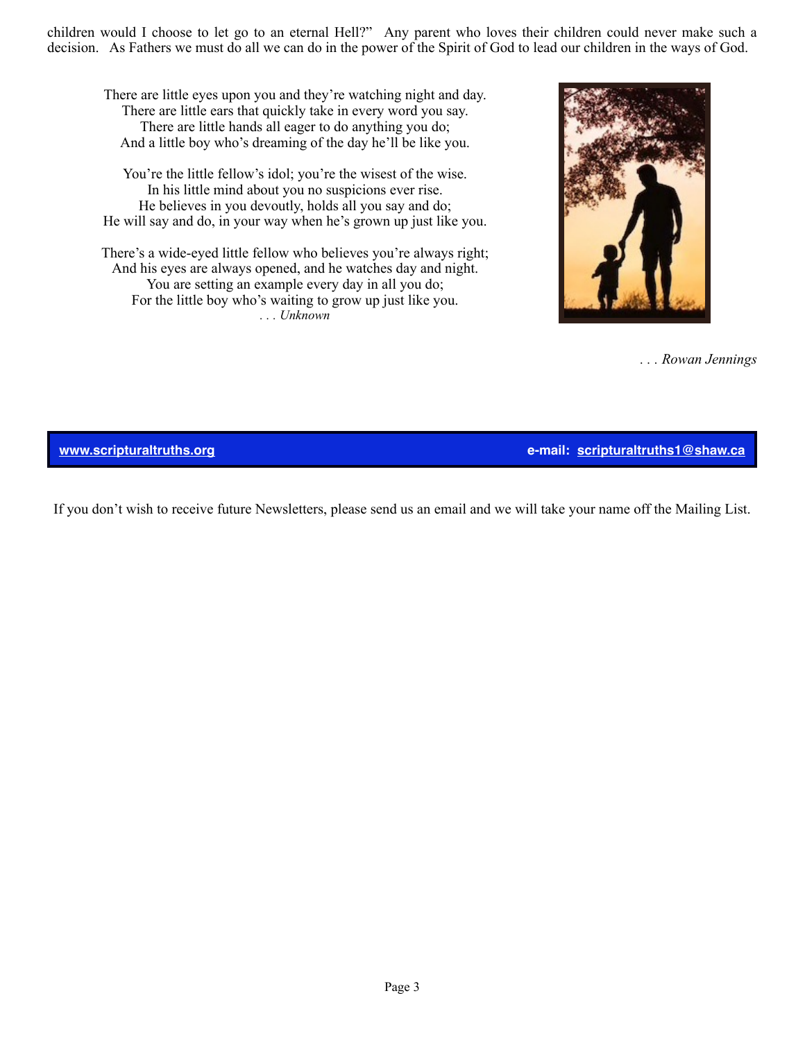children would I choose to let go to an eternal Hell?" Any parent who loves their children could never make such a decision. As Fathers we must do all we can do in the power of the Spirit of God to lead our children in the ways of God.

There are little eyes upon you and they're watching night and day.
There are little ears that quickly take in every word you say.
There are little hands all eager to do anything you do;
And a little boy who's dreaming of the day he'll be like you.

You're the little fellow's idol; you're the wisest of the wise.
In his little mind about you no suspicions ever rise.
He believes in you devoutly, holds all you say and do;
He will say and do, in your way when he's grown up just like you.

There's a wide-eyed little fellow who believes you're always right;
And his eyes are always opened, and he watches day and night.
You are setting an example every day in all you do;
For the little boy who's waiting to grow up just like you.
*. . . Unknown*

*. . . Rowan Jennings*

**[www.scripturaltruths.org](http://www.scripturaltruths.org)** **e-mail: [scripturaltruths1@shaw.ca](mailto:scripturaltruths1@shaw.ca)**

If you don't wish to receive future Newsletters, please send us an email and we will take your name off the Mailing List.